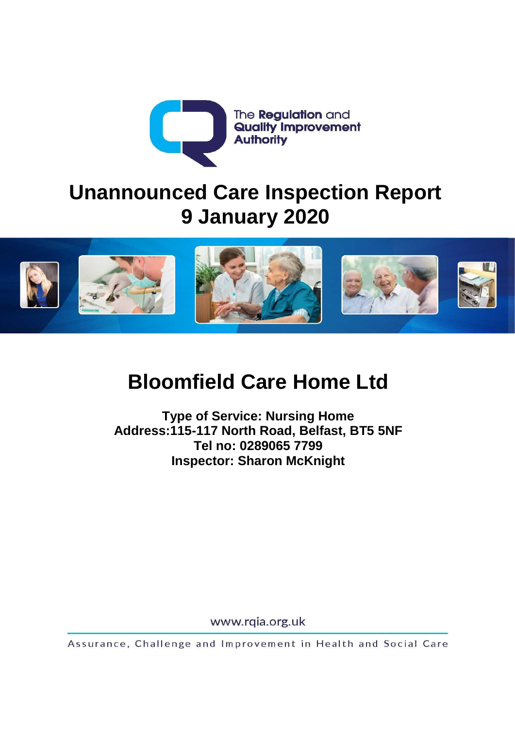The Regulation and Quality Improvement Authority

# Unannounced Care Inspection Report
# 9 January 2020

## Bloomfield Care Home Ltd

**Type of Service: Nursing Home**
**Address:115-117 North Road, Belfast, BT5 5NF**
**Tel no: 0289065 7799**
**Inspector: Sharon McKnight**

www.rqia.org.uk

Assurance, Challenge and Improvement in Health and Social Care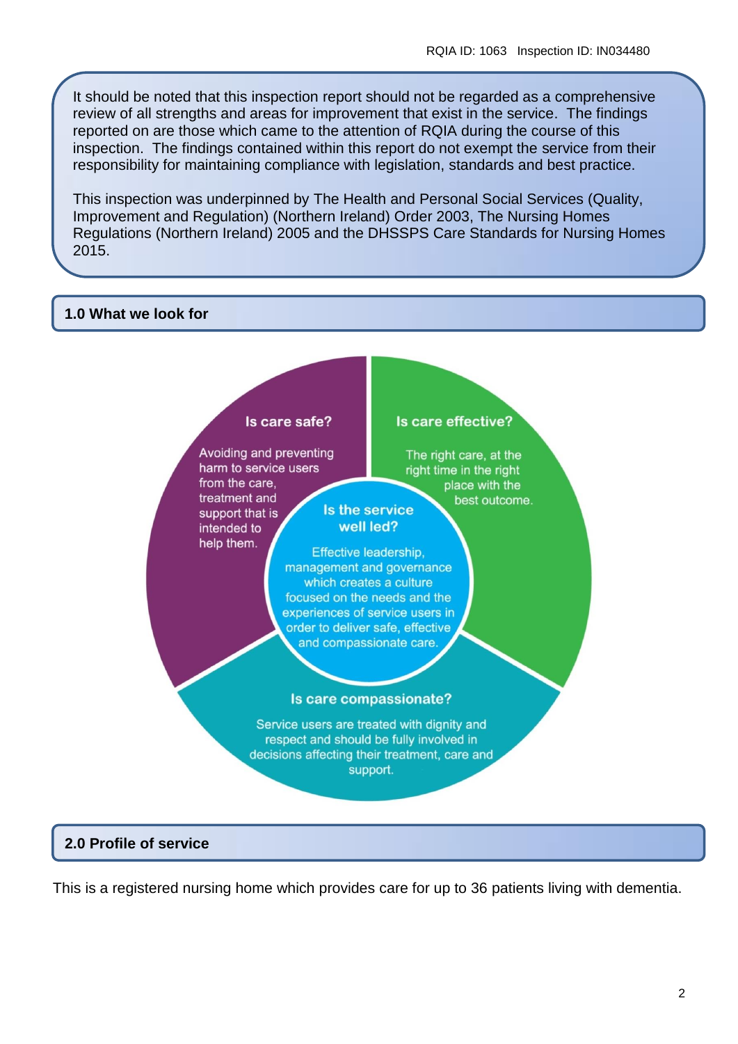It should be noted that this inspection report should not be regarded as a comprehensive review of all strengths and areas for improvement that exist in the service. The findings reported on are those which came to the attention of RQIA during the course of this inspection. The findings contained within this report do not exempt the service from their responsibility for maintaining compliance with legislation, standards and best practice.

This inspection was underpinned by The Health and Personal Social Services (Quality, Improvement and Regulation) (Northern Ireland) Order 2003, The Nursing Homes Regulations (Northern Ireland) 2005 and the DHSSPS Care Standards for Nursing Homes 2015.

## 1.0 What we look for

**Is care safe?**

Avoiding and preventing harm to service users from the care, treatment and support that is intended to help them.

**Is care effective?**

The right care, at the right time in the right place with the best outcome.

**Is the service well led?**

Effective leadership, management and governance which creates a culture focused on the needs and the experiences of service users in order to deliver safe, effective and compassionate care.

**Is care compassionate?**

Service users are treated with dignity and respect and should be fully involved in decisions affecting their treatment, care and support.

## 2.0 Profile of service

This is a registered nursing home which provides care for up to 36 patients living with dementia.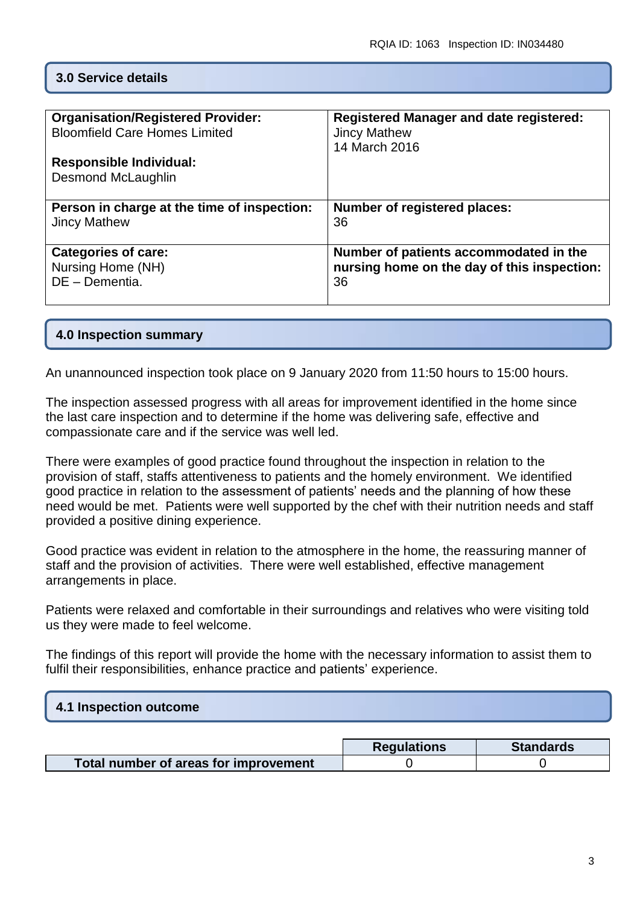## 3.0 Service details

| **Organisation/Registered Provider:**<br>Bloomfield Care Homes Limited<br><br>**Responsible Individual:**<br>Desmond McLaughlin | **Registered Manager and date registered:**<br>Jincy Mathew<br>14 March 2016 |
|---|---|
| **Person in charge at the time of inspection:**<br>Jincy Mathew | **Number of registered places:**<br>36 |
| **Categories of care:**<br>Nursing Home (NH)<br>DE – Dementia. | **Number of patients accommodated in the nursing home on the day of this inspection:**<br>36 |

## 4.0 Inspection summary

An unannounced inspection took place on 9 January 2020 from 11:50 hours to 15:00 hours.

The inspection assessed progress with all areas for improvement identified in the home since the last care inspection and to determine if the home was delivering safe, effective and compassionate care and if the service was well led.

There were examples of good practice found throughout the inspection in relation to the provision of staff, staffs attentiveness to patients and the homely environment. We identified good practice in relation to the assessment of patients' needs and the planning of how these need would be met. Patients were well supported by the chef with their nutrition needs and staff provided a positive dining experience.

Good practice was evident in relation to the atmosphere in the home, the reassuring manner of staff and the provision of activities. There were well established, effective management arrangements in place.

Patients were relaxed and comfortable in their surroundings and relatives who were visiting told us they were made to feel welcome.

The findings of this report will provide the home with the necessary information to assist them to fulfil their responsibilities, enhance practice and patients' experience.

## 4.1 Inspection outcome

| | Regulations | Standards |
|---|---|---|
| **Total number of areas for improvement** | 0 | 0 |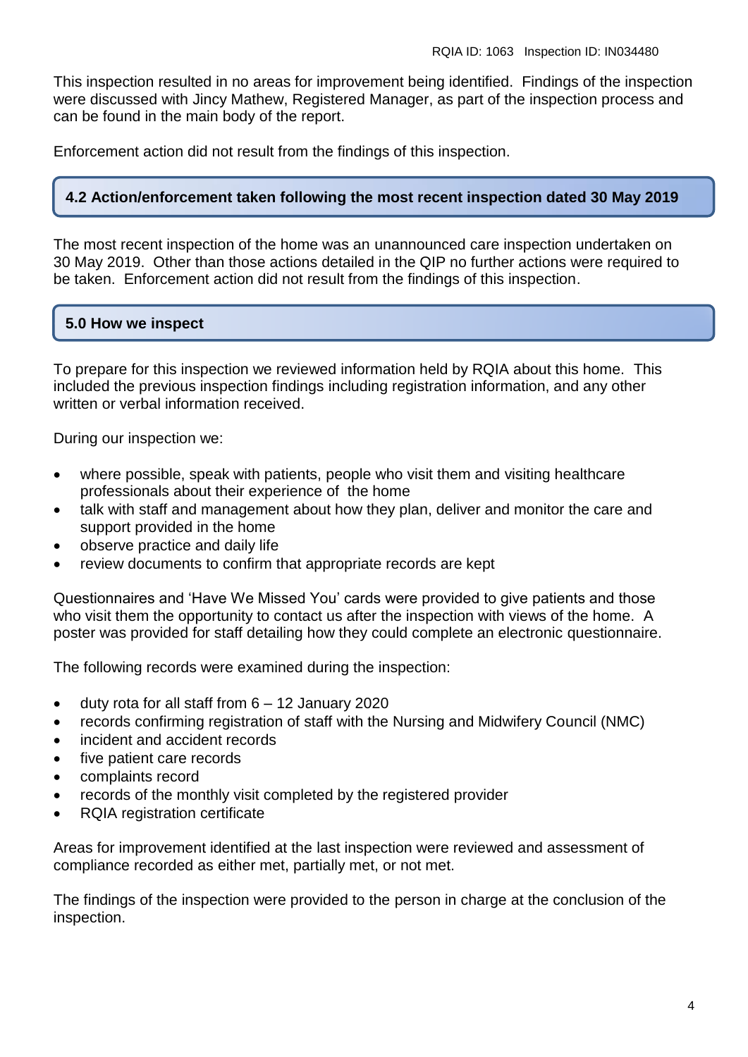This inspection resulted in no areas for improvement being identified. Findings of the inspection were discussed with Jincy Mathew, Registered Manager, as part of the inspection process and can be found in the main body of the report.

Enforcement action did not result from the findings of this inspection.

## 4.2 Action/enforcement taken following the most recent inspection dated 30 May 2019

The most recent inspection of the home was an unannounced care inspection undertaken on 30 May 2019. Other than those actions detailed in the QIP no further actions were required to be taken. Enforcement action did not result from the findings of this inspection.

## 5.0 How we inspect

To prepare for this inspection we reviewed information held by RQIA about this home. This included the previous inspection findings including registration information, and any other written or verbal information received.

During our inspection we:

- where possible, speak with patients, people who visit them and visiting healthcare professionals about their experience of the home
- talk with staff and management about how they plan, deliver and monitor the care and support provided in the home
- observe practice and daily life
- review documents to confirm that appropriate records are kept

Questionnaires and 'Have We Missed You' cards were provided to give patients and those who visit them the opportunity to contact us after the inspection with views of the home. A poster was provided for staff detailing how they could complete an electronic questionnaire.

The following records were examined during the inspection:

- duty rota for all staff from 6 – 12 January 2020
- records confirming registration of staff with the Nursing and Midwifery Council (NMC)
- incident and accident records
- five patient care records
- complaints record
- records of the monthly visit completed by the registered provider
- RQIA registration certificate

Areas for improvement identified at the last inspection were reviewed and assessment of compliance recorded as either met, partially met, or not met.

The findings of the inspection were provided to the person in charge at the conclusion of the inspection.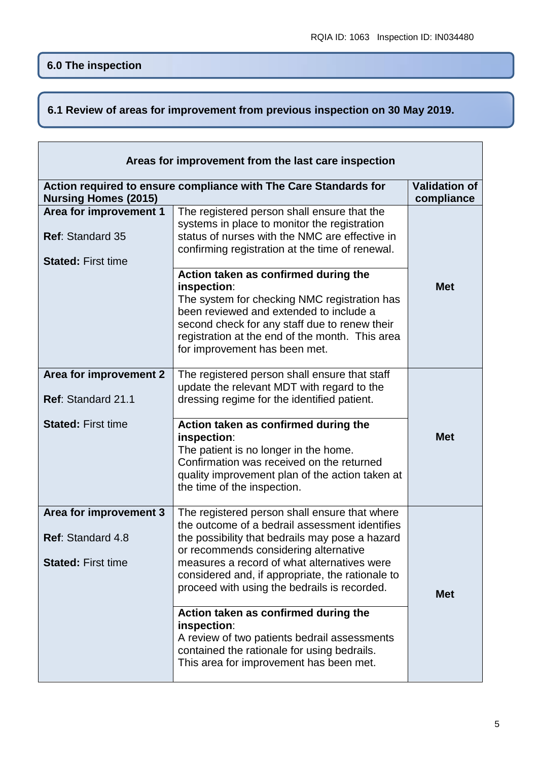## 6.0 The inspection

### 6.1 Review of areas for improvement from previous inspection on 30 May 2019.

| Areas for improvement from the last care inspection | | |
|---|---|---|
| **Action required to ensure compliance with The Care Standards for Nursing Homes (2015)** | | **Validation of compliance** |
| **Area for improvement 1**<br><br>**Ref**: Standard 35<br><br>**Stated:** First time | The registered person shall ensure that the systems in place to monitor the registration status of nurses with the NMC are effective in confirming registration at the time of renewal.<br><br>**Action taken as confirmed during the inspection**:<br>The system for checking NMC registration has been reviewed and extended to include a second check for any staff due to renew their registration at the end of the month. This area for improvement has been met. | **Met** |
| **Area for improvement 2**<br><br>**Ref**: Standard 21.1<br><br>**Stated:** First time | The registered person shall ensure that staff update the relevant MDT with regard to the dressing regime for the identified patient.<br><br>**Action taken as confirmed during the inspection**:<br>The patient is no longer in the home. Confirmation was received on the returned quality improvement plan of the action taken at the time of the inspection. | **Met** |
| **Area for improvement 3**<br><br>**Ref**: Standard 4.8<br><br>**Stated:** First time | The registered person shall ensure that where the outcome of a bedrail assessment identifies the possibility that bedrails may pose a hazard or recommends considering alternative measures a record of what alternatives were considered and, if appropriate, the rationale to proceed with using the bedrails is recorded.<br><br>**Action taken as confirmed during the inspection**:<br>A review of two patients bedrail assessments contained the rationale for using bedrails. This area for improvement has been met. | **Met** |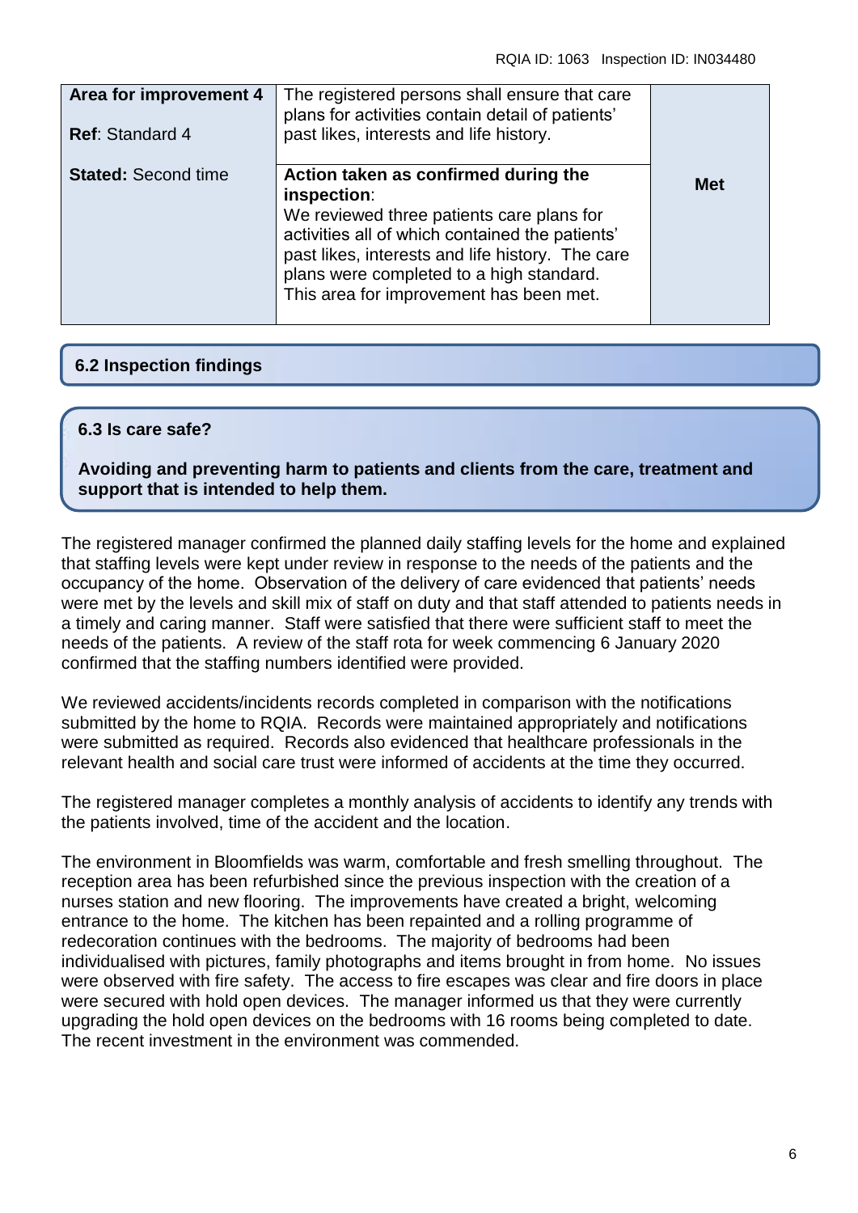| Area for improvement 4<br><br>**Ref**: Standard 4<br><br>**Stated:** Second time | The registered persons shall ensure that care plans for activities contain detail of patients' past likes, interests and life history.<br><br>**Action taken as confirmed during the inspection**:<br>We reviewed three patients care plans for activities all of which contained the patients' past likes, interests and life history. The care plans were completed to a high standard. This area for improvement has been met. | **Met** |
|---|---|---|

### 6.2 Inspection findings

### 6.3 Is care safe?

**Avoiding and preventing harm to patients and clients from the care, treatment and support that is intended to help them.**

The registered manager confirmed the planned daily staffing levels for the home and explained that staffing levels were kept under review in response to the needs of the patients and the occupancy of the home. Observation of the delivery of care evidenced that patients' needs were met by the levels and skill mix of staff on duty and that staff attended to patients needs in a timely and caring manner. Staff were satisfied that there were sufficient staff to meet the needs of the patients. A review of the staff rota for week commencing 6 January 2020 confirmed that the staffing numbers identified were provided.

We reviewed accidents/incidents records completed in comparison with the notifications submitted by the home to RQIA. Records were maintained appropriately and notifications were submitted as required. Records also evidenced that healthcare professionals in the relevant health and social care trust were informed of accidents at the time they occurred.

The registered manager completes a monthly analysis of accidents to identify any trends with the patients involved, time of the accident and the location.

The environment in Bloomfields was warm, comfortable and fresh smelling throughout. The reception area has been refurbished since the previous inspection with the creation of a nurses station and new flooring. The improvements have created a bright, welcoming entrance to the home. The kitchen has been repainted and a rolling programme of redecoration continues with the bedrooms. The majority of bedrooms had been individualised with pictures, family photographs and items brought in from home. No issues were observed with fire safety. The access to fire escapes was clear and fire doors in place were secured with hold open devices. The manager informed us that they were currently upgrading the hold open devices on the bedrooms with 16 rooms being completed to date. The recent investment in the environment was commended.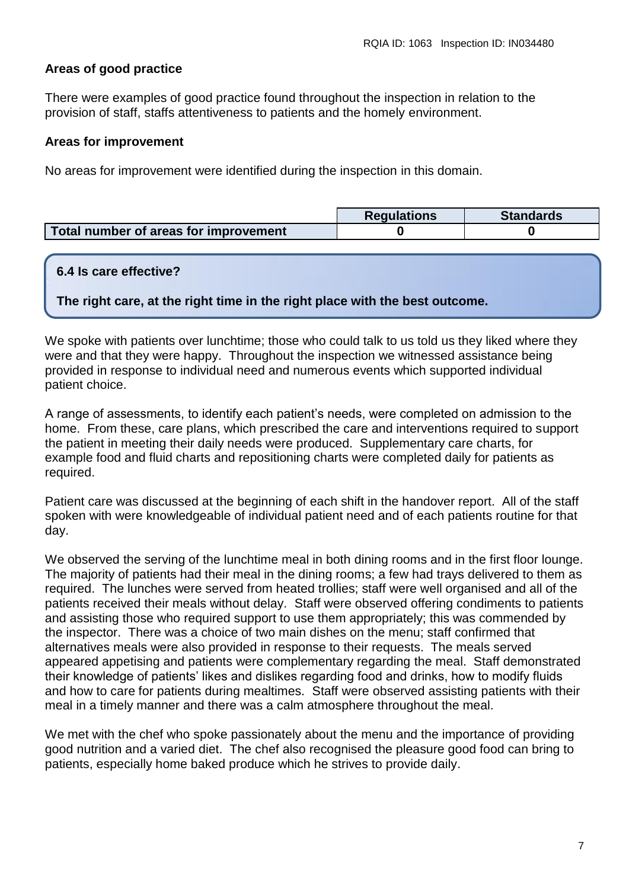**Areas of good practice**

There were examples of good practice found throughout the inspection in relation to the provision of staff, staffs attentiveness to patients and the homely environment.

**Areas for improvement**

No areas for improvement were identified during the inspection in this domain.

| | Regulations | Standards |
|---|---|---|
| **Total number of areas for improvement** | 0 | 0 |

### 6.4 Is care effective?

**The right care, at the right time in the right place with the best outcome.**

We spoke with patients over lunchtime; those who could talk to us told us they liked where they were and that they were happy. Throughout the inspection we witnessed assistance being provided in response to individual need and numerous events which supported individual patient choice.

A range of assessments, to identify each patient's needs, were completed on admission to the home. From these, care plans, which prescribed the care and interventions required to support the patient in meeting their daily needs were produced. Supplementary care charts, for example food and fluid charts and repositioning charts were completed daily for patients as required.

Patient care was discussed at the beginning of each shift in the handover report. All of the staff spoken with were knowledgeable of individual patient need and of each patients routine for that day.

We observed the serving of the lunchtime meal in both dining rooms and in the first floor lounge. The majority of patients had their meal in the dining rooms; a few had trays delivered to them as required. The lunches were served from heated trollies; staff were well organised and all of the patients received their meals without delay. Staff were observed offering condiments to patients and assisting those who required support to use them appropriately; this was commended by the inspector. There was a choice of two main dishes on the menu; staff confirmed that alternatives meals were also provided in response to their requests. The meals served appeared appetising and patients were complementary regarding the meal. Staff demonstrated their knowledge of patients' likes and dislikes regarding food and drinks, how to modify fluids and how to care for patients during mealtimes. Staff were observed assisting patients with their meal in a timely manner and there was a calm atmosphere throughout the meal.

We met with the chef who spoke passionately about the menu and the importance of providing good nutrition and a varied diet. The chef also recognised the pleasure good food can bring to patients, especially home baked produce which he strives to provide daily.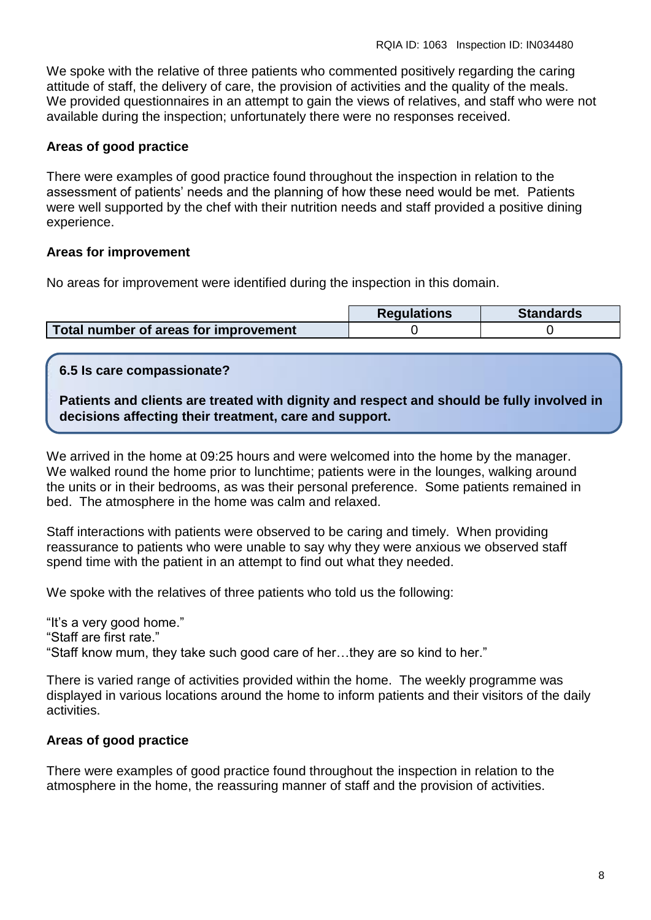We spoke with the relative of three patients who commented positively regarding the caring attitude of staff, the delivery of care, the provision of activities and the quality of the meals. We provided questionnaires in an attempt to gain the views of relatives, and staff who were not available during the inspection; unfortunately there were no responses received.

**Areas of good practice**

There were examples of good practice found throughout the inspection in relation to the assessment of patients' needs and the planning of how these need would be met. Patients were well supported by the chef with their nutrition needs and staff provided a positive dining experience.

**Areas for improvement**

No areas for improvement were identified during the inspection in this domain.

| | Regulations | Standards |
|---|---|---|
| **Total number of areas for improvement** | 0 | 0 |

### 6.5 Is care compassionate?

**Patients and clients are treated with dignity and respect and should be fully involved in decisions affecting their treatment, care and support.**

We arrived in the home at 09:25 hours and were welcomed into the home by the manager. We walked round the home prior to lunchtime; patients were in the lounges, walking around the units or in their bedrooms, as was their personal preference. Some patients remained in bed. The atmosphere in the home was calm and relaxed.

Staff interactions with patients were observed to be caring and timely. When providing reassurance to patients who were unable to say why they were anxious we observed staff spend time with the patient in an attempt to find out what they needed.

We spoke with the relatives of three patients who told us the following:

"It's a very good home."
"Staff are first rate."
"Staff know mum, they take such good care of her…they are so kind to her."

There is varied range of activities provided within the home. The weekly programme was displayed in various locations around the home to inform patients and their visitors of the daily activities.

**Areas of good practice**

There were examples of good practice found throughout the inspection in relation to the atmosphere in the home, the reassuring manner of staff and the provision of activities.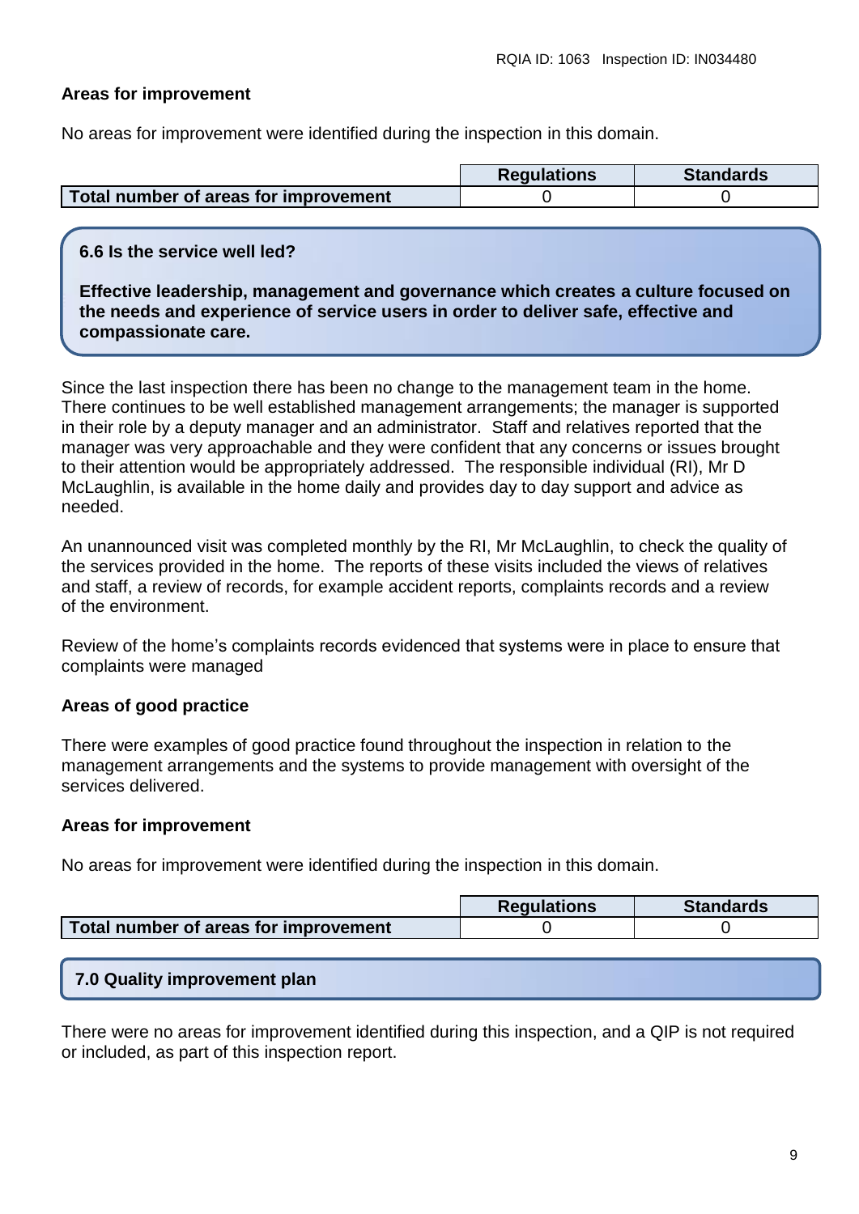**Areas for improvement**

No areas for improvement were identified during the inspection in this domain.

| | Regulations | Standards |
|---|---|---|
| **Total number of areas for improvement** | 0 | 0 |

### 6.6 Is the service well led?

**Effective leadership, management and governance which creates a culture focused on the needs and experience of service users in order to deliver safe, effective and compassionate care.**

Since the last inspection there has been no change to the management team in the home. There continues to be well established management arrangements; the manager is supported in their role by a deputy manager and an administrator. Staff and relatives reported that the manager was very approachable and they were confident that any concerns or issues brought to their attention would be appropriately addressed. The responsible individual (RI), Mr D McLaughlin, is available in the home daily and provides day to day support and advice as needed.

An unannounced visit was completed monthly by the RI, Mr McLaughlin, to check the quality of the services provided in the home. The reports of these visits included the views of relatives and staff, a review of records, for example accident reports, complaints records and a review of the environment.

Review of the home's complaints records evidenced that systems were in place to ensure that complaints were managed

**Areas of good practice**

There were examples of good practice found throughout the inspection in relation to the management arrangements and the systems to provide management with oversight of the services delivered.

**Areas for improvement**

No areas for improvement were identified during the inspection in this domain.

| | Regulations | Standards |
|---|---|---|
| **Total number of areas for improvement** | 0 | 0 |

## 7.0 Quality improvement plan

There were no areas for improvement identified during this inspection, and a QIP is not required or included, as part of this inspection report.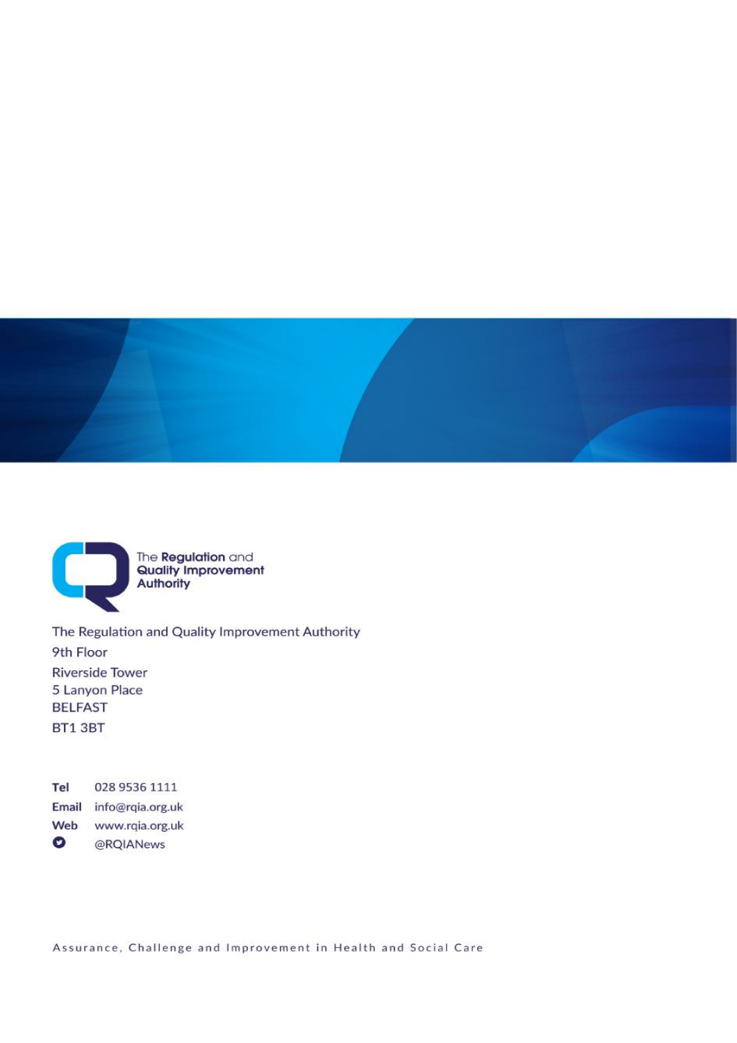The Regulation and Quality Improvement Authority

The Regulation and Quality Improvement Authority
9th Floor
Riverside Tower
5 Lanyon Place
BELFAST
BT1 3BT

**Tel** 028 9536 1111
**Email** info@rqia.org.uk
**Web** www.rqia.org.uk
@RQIANews

Assurance, Challenge and Improvement in Health and Social Care